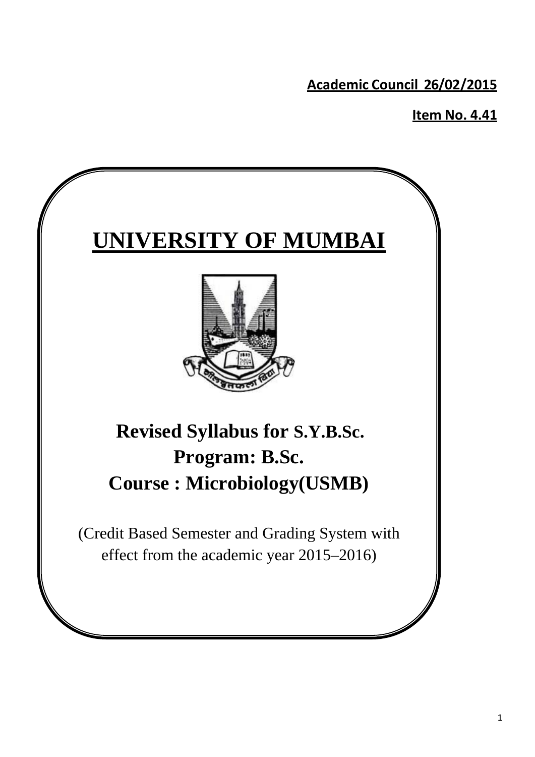**Academic Council 26/02/2015**

**Item No. 4.41**

# UNIVERSITY OF MUMBAI

## Revised Syllabus for S.Y.B.Sc.
## Program: B.Sc.
## Course : Microbiology(USMB)

(Credit Based Semester and Grading System with effect from the academic year 2015–2016)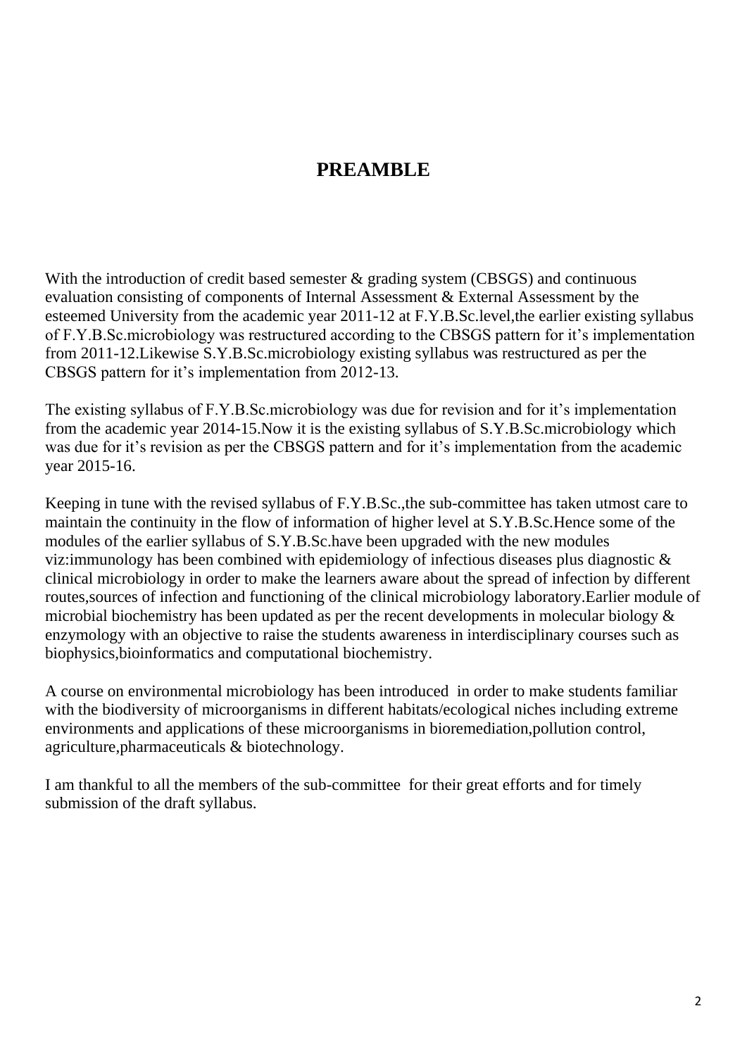# PREAMBLE

With the introduction of credit based semester & grading system (CBSGS) and continuous evaluation consisting of components of Internal Assessment & External Assessment by the esteemed University from the academic year 2011-12 at F.Y.B.Sc.level,the earlier existing syllabus of F.Y.B.Sc.microbiology was restructured according to the CBSGS pattern for it's implementation from 2011-12.Likewise S.Y.B.Sc.microbiology existing syllabus was restructured as per the CBSGS pattern for it's implementation from 2012-13.

The existing syllabus of F.Y.B.Sc.microbiology was due for revision and for it's implementation from the academic year 2014-15.Now it is the existing syllabus of S.Y.B.Sc.microbiology which was due for it's revision as per the CBSGS pattern and for it's implementation from the academic year 2015-16.

Keeping in tune with the revised syllabus of F.Y.B.Sc.,the sub-committee has taken utmost care to maintain the continuity in the flow of information of higher level at S.Y.B.Sc.Hence some of the modules of the earlier syllabus of S.Y.B.Sc.have been upgraded with the new modules viz:immunology has been combined with epidemiology of infectious diseases plus diagnostic & clinical microbiology in order to make the learners aware about the spread of infection by different routes,sources of infection and functioning of the clinical microbiology laboratory.Earlier module of microbial biochemistry has been updated as per the recent developments in molecular biology & enzymology with an objective to raise the students awareness in interdisciplinary courses such as biophysics,bioinformatics and computational biochemistry.

A course on environmental microbiology has been introduced in order to make students familiar with the biodiversity of microorganisms in different habitats/ecological niches including extreme environments and applications of these microorganisms in bioremediation,pollution control, agriculture,pharmaceuticals & biotechnology.

I am thankful to all the members of the sub-committee for their great efforts and for timely submission of the draft syllabus.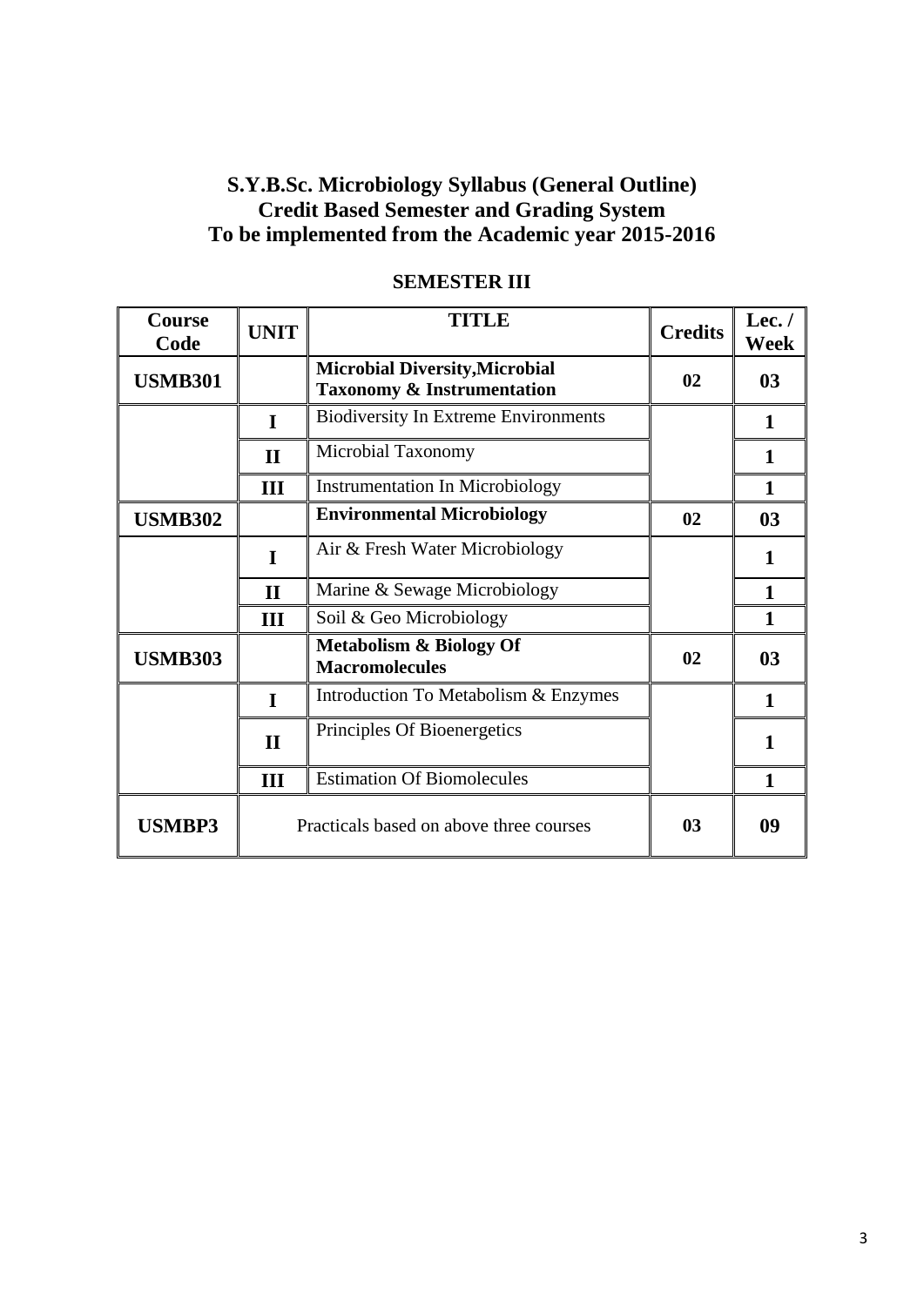# S.Y.B.Sc. Microbiology Syllabus (General Outline)
## Credit Based Semester and Grading System
## To be implemented from the Academic year 2015-2016

### SEMESTER III

| Course Code | UNIT | TITLE | Credits | Lec. / Week |
|---|---|---|---|---|
| **USMB301** | | **Microbial Diversity,Microbial Taxonomy & Instrumentation** | **02** | **03** |
| | **I** | Biodiversity In Extreme Environments | | **1** |
| | **II** | Microbial Taxonomy | | **1** |
| | **III** | Instrumentation In Microbiology | | **1** |
| **USMB302** | | **Environmental Microbiology** | **02** | **03** |
| | **I** | Air & Fresh Water Microbiology | | **1** |
| | **II** | Marine & Sewage Microbiology | | **1** |
| | **III** | Soil & Geo Microbiology | | **1** |
| **USMB303** | | **Metabolism & Biology Of Macromolecules** | **02** | **03** |
| | **I** | Introduction To Metabolism & Enzymes | | **1** |
| | **II** | Principles Of Bioenergetics | | **1** |
| | **III** | Estimation Of Biomolecules | | **1** |
| **USMBP3** | Practicals based on above three courses | | **03** | **09** |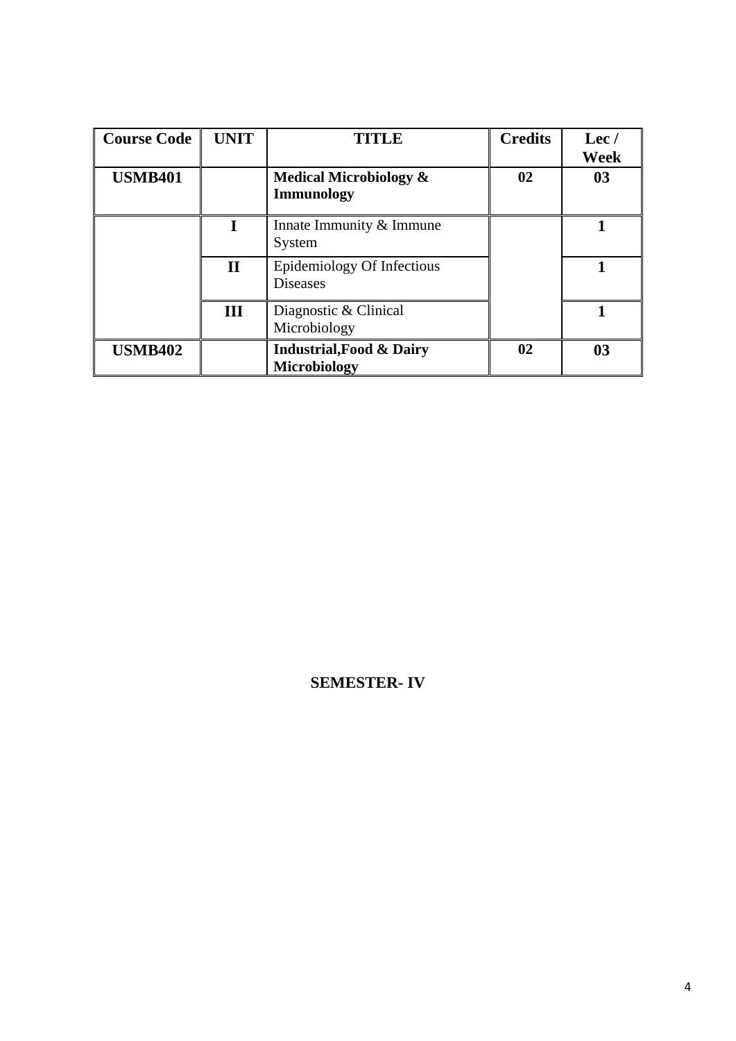| Course Code | UNIT | TITLE | Credits | Lec / Week |
|---|---|---|---|---|
| **USMB401** | | **Medical Microbiology & Immunology** | **02** | **03** |
| | **I** | Innate Immunity & Immune System | | **1** |
| | **II** | Epidemiology Of Infectious Diseases | | **1** |
| | **III** | Diagnostic & Clinical Microbiology | | **1** |
| **USMB402** | | **Industrial,Food & Dairy Microbiology** | **02** | **03** |

**SEMESTER- IV**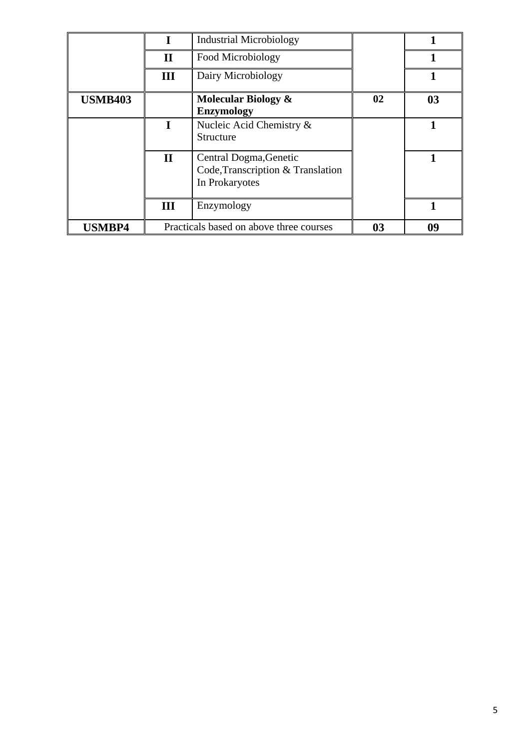| | | | | |
|---|---|---|---|---|
| | **I** | Industrial Microbiology | | **1** |
| | **II** | Food Microbiology | | **1** |
| | **III** | Dairy Microbiology | | **1** |
| **USMB403** | | **Molecular Biology & Enzymology** | **02** | **03** |
| | **I** | Nucleic Acid Chemistry & Structure | | **1** |
| | **II** | Central Dogma,Genetic Code,Transcription & Translation In Prokaryotes | | **1** |
| | **III** | Enzymology | | **1** |
| **USMBP4** | Practicals based on above three courses | | **03** | **09** |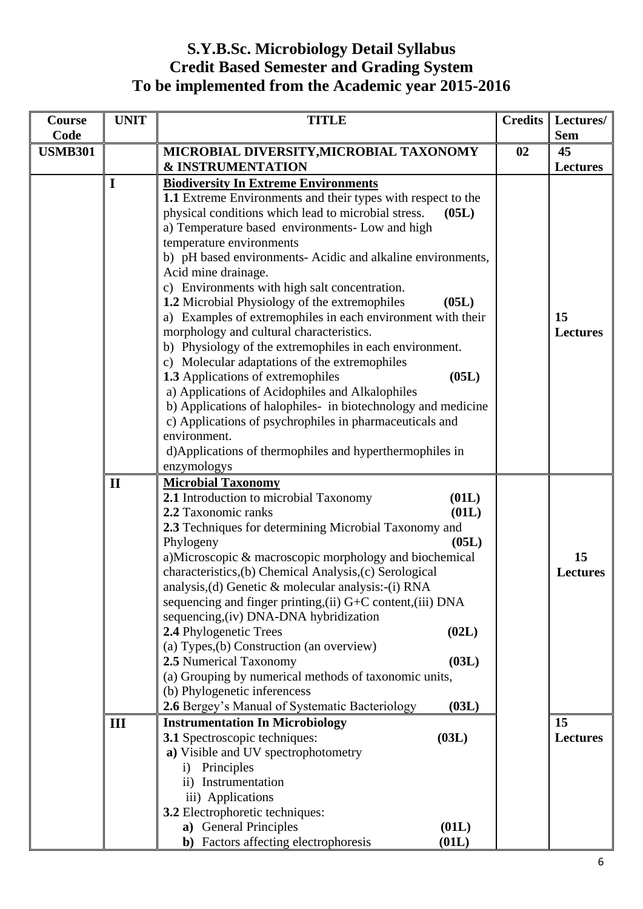# S.Y.B.Sc. Microbiology Detail Syllabus
# Credit Based Semester and Grading System
# To be implemented from the Academic year 2015-2016

| Course Code | UNIT | TITLE | Credits | Lectures/ Sem |
|---|---|---|---|---|
| **USMB301** | | **MICROBIAL DIVERSITY,MICROBIAL TAXONOMY & INSTRUMENTATION** | **02** | **45 Lectures** |
| | **I** | **<u>Biodiversity In Extreme Environments</u>**<br>**1.1** Extreme Environments and their types with respect to the physical conditions which lead to microbial stress. **(05L)**<br>a) Temperature based environments- Low and high temperature environments<br>b) pH based environments- Acidic and alkaline environments, Acid mine drainage.<br>c) Environments with high salt concentration.<br>**1.2** Microbial Physiology of the extremophiles **(05L)**<br>a) Examples of extremophiles in each environment with their morphology and cultural characteristics.<br>b) Physiology of the extremophiles in each environment.<br>c) Molecular adaptations of the extremophiles<br>**1.3** Applications of extremophiles **(05L)**<br>a) Applications of Acidophiles and Alkalophiles<br>b) Applications of halophiles- in biotechnology and medicine<br>c) Applications of psychrophiles in pharmaceuticals and environment.<br>d)Applications of thermophiles and hyperthermophiles in enzymologys | | **15 Lectures** |
| | **II** | **<u>Microbial Taxonomy</u>**<br>**2.1** Introduction to microbial Taxonomy **(01L)**<br>**2.2** Taxonomic ranks **(01L)**<br>**2.3** Techniques for determining Microbial Taxonomy and Phylogeny **(05L)**<br>a)Microscopic & macroscopic morphology and biochemical characteristics,(b) Chemical Analysis,(c) Serological analysis,(d) Genetic & molecular analysis:-(i) RNA sequencing and finger printing,(ii) G+C content,(iii) DNA sequencing,(iv) DNA-DNA hybridization<br>**2.4** Phylogenetic Trees **(02L)**<br>(a) Types,(b) Construction (an overview)<br>**2.5** Numerical Taxonomy **(03L)**<br>(a) Grouping by numerical methods of taxonomic units,<br>(b) Phylogenetic inferencess<br>**2.6** Bergey's Manual of Systematic Bacteriology **(03L)** | | **15 Lectures** |
| | **III** | **Instrumentation In Microbiology**<br>**3.1** Spectroscopic techniques: **(03L)**<br>**a)** Visible and UV spectrophotometry<br>i) Principles<br>ii) Instrumentation<br>iii) Applications<br>**3.2** Electrophoretic techniques:<br>**a)** General Principles **(01L)**<br>**b)** Factors affecting electrophoresis **(01L)** | | **15 Lectures** |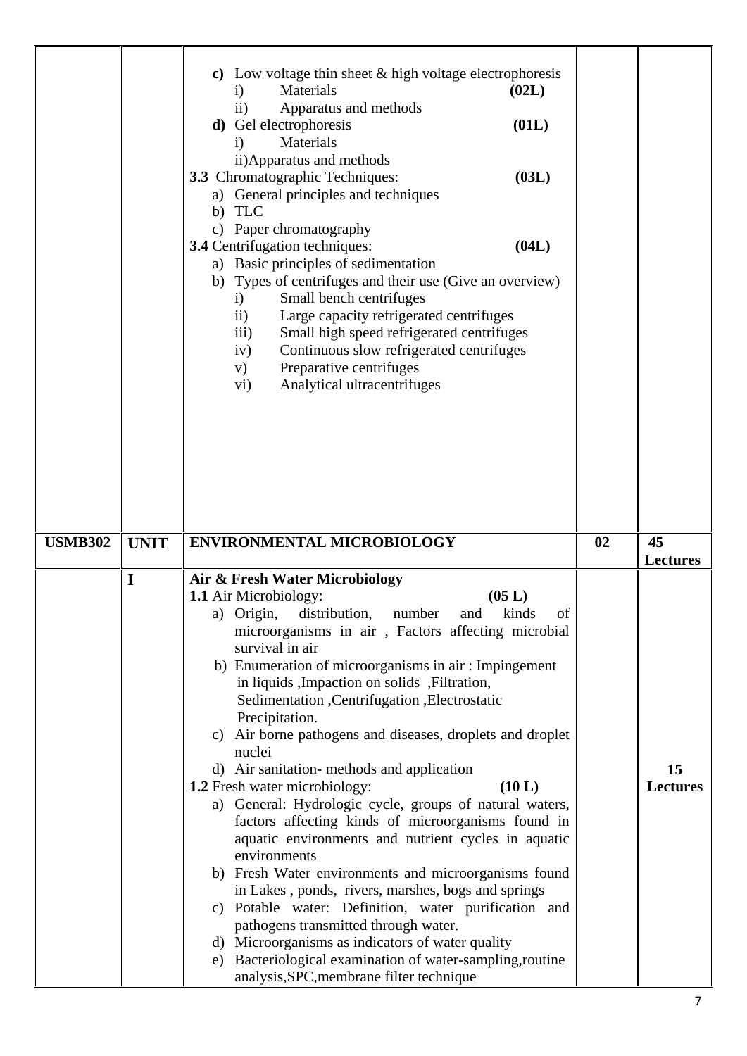| | | | | |
|---|---|---|---|---|
| | | **c)** Low voltage thin sheet & high voltage electrophoresis<br>i) Materials **(02L)**<br>ii) Apparatus and methods<br>**d)** Gel electrophoresis **(01L)**<br>i) Materials<br>ii)Apparatus and methods<br>**3.3** Chromatographic Techniques: **(03L)**<br>a) General principles and techniques<br>b) TLC<br>c) Paper chromatography<br>**3.4** Centrifugation techniques: **(04L)**<br>a) Basic principles of sedimentation<br>b) Types of centrifuges and their use (Give an overview)<br>i) Small bench centrifuges<br>ii) Large capacity refrigerated centrifuges<br>iii) Small high speed refrigerated centrifuges<br>iv) Continuous slow refrigerated centrifuges<br>v) Preparative centrifuges<br>vi) Analytical ultracentrifuges | | |
| **USMB302** | **UNIT** | **ENVIRONMENTAL MICROBIOLOGY** | **02** | **45 Lectures** |
| | **I** | **Air & Fresh Water Microbiology**<br>**1.1** Air Microbiology: **(05 L)**<br>a) Origin, distribution, number and kinds of microorganisms in air , Factors affecting microbial survival in air<br>b) Enumeration of microorganisms in air : Impingement in liquids ,Impaction on solids ,Filtration, Sedimentation ,Centrifugation ,Electrostatic Precipitation.<br>c) Air borne pathogens and diseases, droplets and droplet nuclei<br>d) Air sanitation- methods and application<br>**1.2** Fresh water microbiology: **(10 L)**<br>a) General: Hydrologic cycle, groups of natural waters, factors affecting kinds of microorganisms found in aquatic environments and nutrient cycles in aquatic environments<br>b) Fresh Water environments and microorganisms found in Lakes , ponds, rivers, marshes, bogs and springs<br>c) Potable water: Definition, water purification and pathogens transmitted through water.<br>d) Microorganisms as indicators of water quality<br>e) Bacteriological examination of water-sampling,routine analysis,SPC,membrane filter technique | | **15 Lectures** |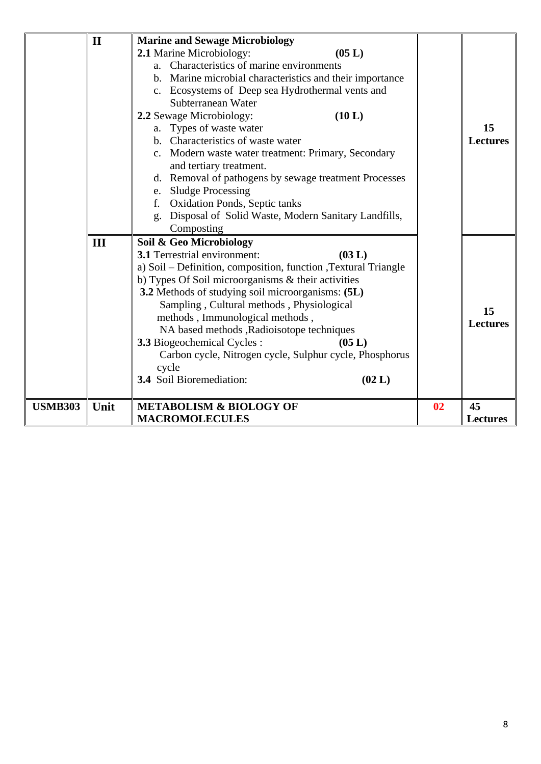| | | | | |
|---|---|---|---|---|
| | **II** | **Marine and Sewage Microbiology**<br>**2.1** Marine Microbiology: **(05 L)**<br>a. Characteristics of marine environments<br>b. Marine microbial characteristics and their importance<br>c. Ecosystems of Deep sea Hydrothermal vents and Subterranean Water<br>**2.2** Sewage Microbiology: **(10 L)**<br>a. Types of waste water<br>b. Characteristics of waste water<br>c. Modern waste water treatment: Primary, Secondary and tertiary treatment.<br>d. Removal of pathogens by sewage treatment Processes<br>e. Sludge Processing<br>f. Oxidation Ponds, Septic tanks<br>g. Disposal of Solid Waste, Modern Sanitary Landfills, Composting | | **15 Lectures** |
| | **III** | **Soil & Geo Microbiology**<br>**3.1** Terrestrial environment: **(03 L)**<br>a) Soil – Definition, composition, function ,Textural Triangle<br>b) Types Of Soil microorganisms & their activities<br>**3.2** Methods of studying soil microorganisms: **(5L)**<br>Sampling , Cultural methods , Physiological methods , Immunological methods ,<br>NA based methods ,Radioisotope techniques<br>**3.3** Biogeochemical Cycles : **(05 L)**<br>Carbon cycle, Nitrogen cycle, Sulphur cycle, Phosphorus cycle<br>**3.4** Soil Bioremediation: **(02 L)** | | **15 Lectures** |
| **USMB303** | **Unit** | **METABOLISM & BIOLOGY OF MACROMOLECULES** | **02** | **45 Lectures** |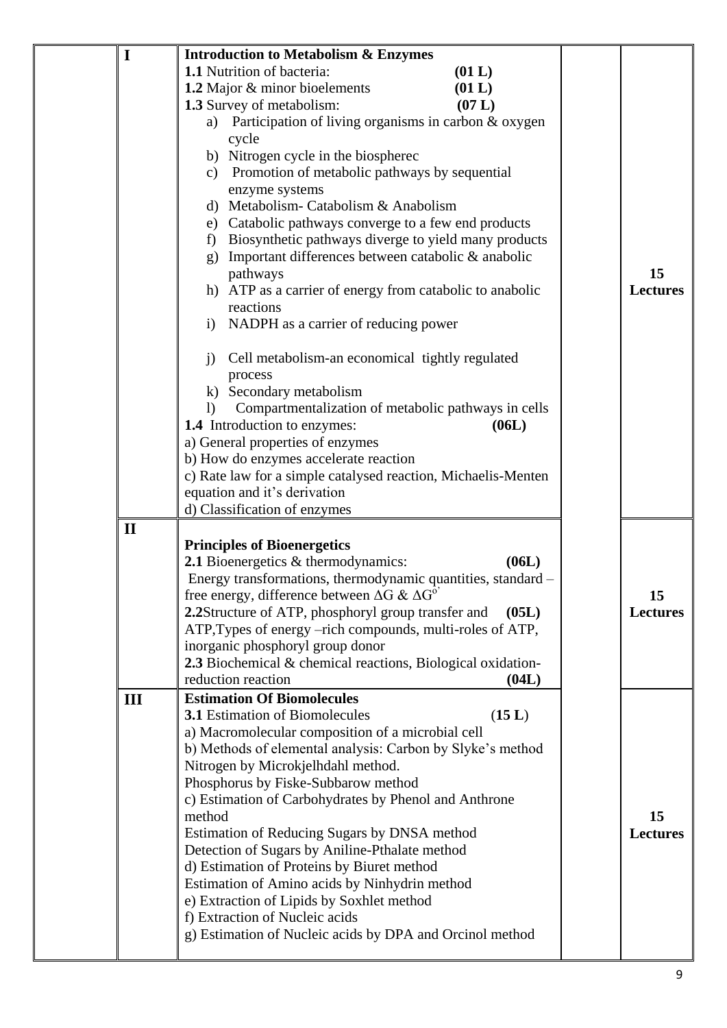|  | I | **Introduction to Metabolism & Enzymes**<br>**1.1** Nutrition of bacteria: **(01 L)**<br>**1.2** Major & minor bioelements **(01 L)**<br>**1.3** Survey of metabolism: **(07 L)**<br>a) Participation of living organisms in carbon & oxygen cycle<br>b) Nitrogen cycle in the biospherec<br>c) Promotion of metabolic pathways by sequential enzyme systems<br>d) Metabolism- Catabolism & Anabolism<br>e) Catabolic pathways converge to a few end products<br>f) Biosynthetic pathways diverge to yield many products<br>g) Important differences between catabolic & anabolic pathways<br>h) ATP as a carrier of energy from catabolic to anabolic reactions<br>i) NADPH as a carrier of reducing power<br>j) Cell metabolism-an economical tightly regulated process<br>k) Secondary metabolism<br>l) Compartmentalization of metabolic pathways in cells<br>**1.4** Introduction to enzymes: **(06L)**<br>a) General properties of enzymes<br>b) How do enzymes accelerate reaction<br>c) Rate law for a simple catalysed reaction, Michaelis-Menten equation and it's derivation<br>d) Classification of enzymes |  | **15 Lectures** |
|---|---|---|---|---|
|  | II | **Principles of Bioenergetics**<br>**2.1** Bioenergetics & thermodynamics: **(06L)**<br>Energy transformations, thermodynamic quantities, standard –free energy, difference between $\Delta G$ & $\Delta G^{o'}$<br>**2.2**Structure of ATP, phosphoryl group transfer and **(05L)** ATP,Types of energy –rich compounds, multi-roles of ATP, inorganic phosphoryl group donor<br>**2.3** Biochemical & chemical reactions, Biological oxidation-reduction reaction **(04L)** |  | **15 Lectures** |
|  | III | **Estimation Of Biomolecules**<br>**3.1** Estimation of Biomolecules (**15 L**)<br>a) Macromolecular composition of a microbial cell<br>b) Methods of elemental analysis: Carbon by Slyke's method Nitrogen by Microkjelhdahl method.<br>Phosphorus by Fiske-Subbarow method<br>c) Estimation of Carbohydrates by Phenol and Anthrone method<br>Estimation of Reducing Sugars by DNSA method<br>Detection of Sugars by Aniline-Pthalate method<br>d) Estimation of Proteins by Biuret method<br>Estimation of Amino acids by Ninhydrin method<br>e) Extraction of Lipids by Soxhlet method<br>f) Extraction of Nucleic acids<br>g) Estimation of Nucleic acids by DPA and Orcinol method |  | **15 Lectures** |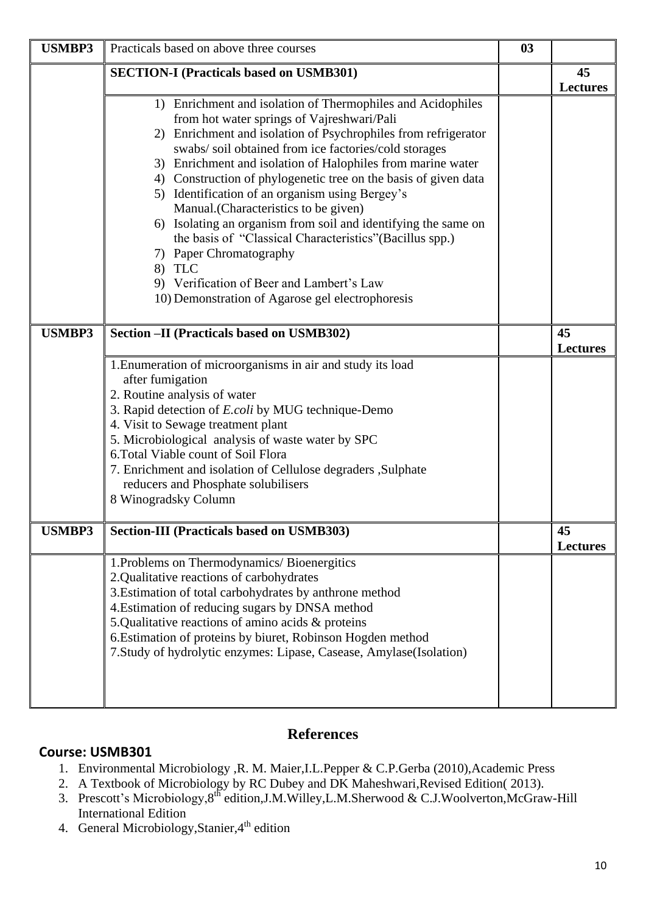| USMBP3 | Practicals based on above three courses | 03 | |
|---|---|---|---|
| | **SECTION-I (Practicals based on USMB301)** | | **45 Lectures** |
| | 1) Enrichment and isolation of Thermophiles and Acidophiles from hot water springs of Vajreshwari/Pali<br>2) Enrichment and isolation of Psychrophiles from refrigerator swabs/ soil obtained from ice factories/cold storages<br>3) Enrichment and isolation of Halophiles from marine water<br>4) Construction of phylogenetic tree on the basis of given data<br>5) Identification of an organism using Bergey's Manual.(Characteristics to be given)<br>6) Isolating an organism from soil and identifying the same on the basis of "Classical Characteristics"(Bacillus spp.)<br>7) Paper Chromatography<br>8) TLC<br>9) Verification of Beer and Lambert's Law<br>10) Demonstration of Agarose gel electrophoresis | | |
| **USMBP3** | **Section –II (Practicals based on USMB302)** | | **45 Lectures** |
| | 1.Enumeration of microorganisms in air and study its load after fumigation<br>2. Routine analysis of water<br>3. Rapid detection of *E.coli* by MUG technique-Demo<br>4. Visit to Sewage treatment plant<br>5. Microbiological analysis of waste water by SPC<br>6.Total Viable count of Soil Flora<br>7. Enrichment and isolation of Cellulose degraders ,Sulphate reducers and Phosphate solubilisers<br>8 Winogradsky Column | | |
| **USMBP3** | **Section-III (Practicals based on USMB303)** | | **45 Lectures** |
| | 1.Problems on Thermodynamics/ Bioenergitics<br>2.Qualitative reactions of carbohydrates<br>3.Estimation of total carbohydrates by anthrone method<br>4.Estimation of reducing sugars by DNSA method<br>5.Qualitative reactions of amino acids & proteins<br>6.Estimation of proteins by biuret, Robinson Hogden method<br>7.Study of hydrolytic enzymes: Lipase, Casease, Amylase(Isolation) | | |

## References

### Course: USMB301

1. Environmental Microbiology ,R. M. Maier,I.L.Pepper & C.P.Gerba (2010),Academic Press
2. A Textbook of Microbiology by RC Dubey and DK Maheshwari,Revised Edition( 2013).
3. Prescott's Microbiology,8th edition,J.M.Willey,L.M.Sherwood & C.J.Woolverton,McGraw-Hill International Edition
4. General Microbiology,Stanier,4th edition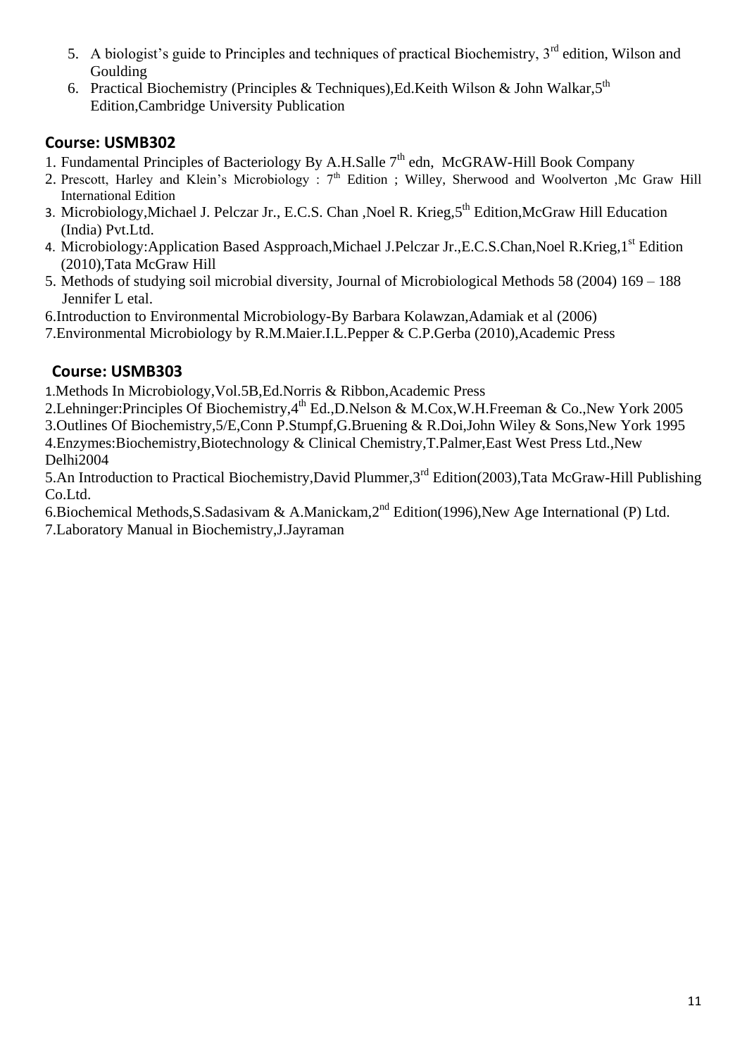5. A biologist's guide to Principles and techniques of practical Biochemistry, 3rd edition, Wilson and Goulding
6. Practical Biochemistry (Principles & Techniques),Ed.Keith Wilson & John Walkar,5th Edition,Cambridge University Publication

## Course: USMB302

1. Fundamental Principles of Bacteriology By A.H.Salle 7th edn, McGRAW-Hill Book Company
2. Prescott, Harley and Klein's Microbiology : 7th Edition ; Willey, Sherwood and Woolverton ,Mc Graw Hill International Edition
3. Microbiology,Michael J. Pelczar Jr., E.C.S. Chan ,Noel R. Krieg,5th Edition,McGraw Hill Education (India) Pvt.Ltd.
4. Microbiology:Application Based Aspproach,Michael J.Pelczar Jr.,E.C.S.Chan,Noel R.Krieg,1st Edition (2010),Tata McGraw Hill
5. Methods of studying soil microbial diversity, Journal of Microbiological Methods 58 (2004) 169 – 188 Jennifer L etal.
6. Introduction to Environmental Microbiology-By Barbara Kolawzan,Adamiak et al (2006)
7. Environmental Microbiology by R.M.Maier.I.L.Pepper & C.P.Gerba (2010),Academic Press

## Course: USMB303

1. Methods In Microbiology,Vol.5B,Ed.Norris & Ribbon,Academic Press
2. Lehninger:Principles Of Biochemistry,4th Ed.,D.Nelson & M.Cox,W.H.Freeman & Co.,New York 2005
3. Outlines Of Biochemistry,5/E,Conn P.Stumpf,G.Bruening & R.Doi,John Wiley & Sons,New York 1995
4. Enzymes:Biochemistry,Biotechnology & Clinical Chemistry,T.Palmer,East West Press Ltd.,New Delhi2004
5. An Introduction to Practical Biochemistry,David Plummer,3rd Edition(2003),Tata McGraw-Hill Publishing Co.Ltd.
6. Biochemical Methods,S.Sadasivam & A.Manickam,2nd Edition(1996),New Age International (P) Ltd.
7. Laboratory Manual in Biochemistry,J.Jayraman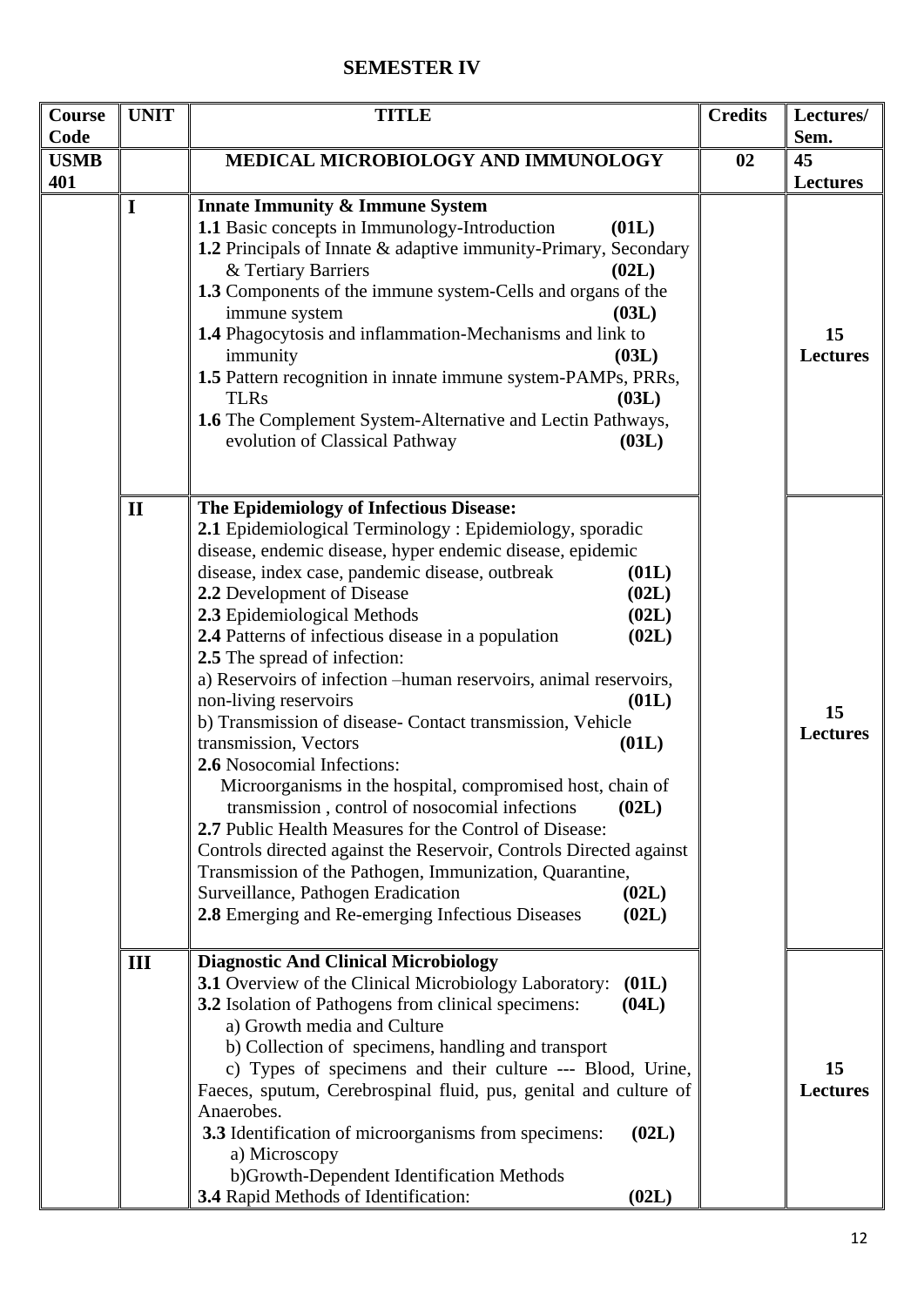## SEMESTER IV

| Course Code | UNIT | TITLE | Credits | Lectures/ Sem. |
|---|---|---|---|---|
| **USMB 401** | | **MEDICAL MICROBIOLOGY AND IMMUNOLOGY** | **02** | **45 Lectures** |
| | **I** | **Innate Immunity & Immune System**<br>**1.1** Basic concepts in Immunology-Introduction **(01L)**<br>**1.2** Principals of Innate & adaptive immunity-Primary, Secondary & Tertiary Barriers **(02L)**<br>**1.3** Components of the immune system-Cells and organs of the immune system **(03L)**<br>**1.4** Phagocytosis and inflammation-Mechanisms and link to immunity **(03L)**<br>**1.5** Pattern recognition in innate immune system-PAMPs, PRRs, TLRs **(03L)**<br>**1.6** The Complement System-Alternative and Lectin Pathways, evolution of Classical Pathway **(03L)** | | **15 Lectures** |
| | **II** | **The Epidemiology of Infectious Disease:**<br>**2.1** Epidemiological Terminology : Epidemiology, sporadic disease, endemic disease, hyper endemic disease, epidemic disease, index case, pandemic disease, outbreak **(01L)**<br>**2.2** Development of Disease **(02L)**<br>**2.3** Epidemiological Methods **(02L)**<br>**2.4** Patterns of infectious disease in a population **(02L)**<br>**2.5** The spread of infection:<br>a) Reservoirs of infection –human reservoirs, animal reservoirs, non-living reservoirs **(01L)**<br>b) Transmission of disease- Contact transmission, Vehicle transmission, Vectors **(01L)**<br>**2.6** Nosocomial Infections:<br>Microorganisms in the hospital, compromised host, chain of transmission , control of nosocomial infections **(02L)**<br>**2.7** Public Health Measures for the Control of Disease:<br>Controls directed against the Reservoir, Controls Directed against Transmission of the Pathogen, Immunization, Quarantine, Surveillance, Pathogen Eradication **(02L)**<br>**2.8** Emerging and Re-emerging Infectious Diseases **(02L)** | | **15 Lectures** |
| | **III** | **Diagnostic And Clinical Microbiology**<br>**3.1** Overview of the Clinical Microbiology Laboratory: **(01L)**<br>**3.2** Isolation of Pathogens from clinical specimens: **(04L)**<br>a) Growth media and Culture<br>b) Collection of specimens, handling and transport<br>c) Types of specimens and their culture --- Blood, Urine, Faeces, sputum, Cerebrospinal fluid, pus, genital and culture of Anaerobes.<br>**3.3** Identification of microorganisms from specimens: **(02L)**<br>a) Microscopy<br>b)Growth-Dependent Identification Methods<br>**3.4** Rapid Methods of Identification: **(02L)** | | **15 Lectures** |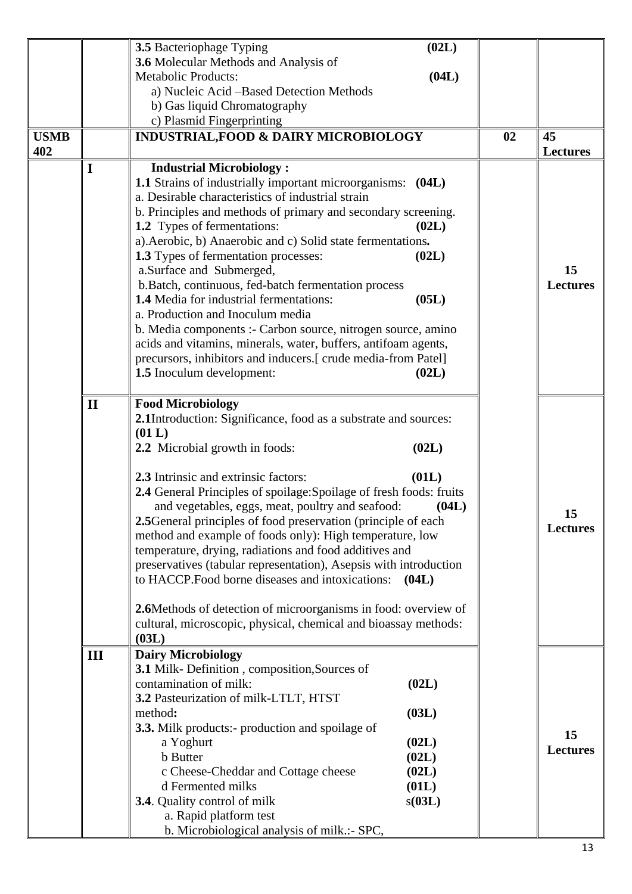| | | | | |
|---|---|---|---|---|
| | | **3.5** Bacteriophage Typing **(02L)**<br>**3.6** Molecular Methods and Analysis of Metabolic Products: **(04L)**<br>a) Nucleic Acid –Based Detection Methods<br>b) Gas liquid Chromatography<br>c) Plasmid Fingerprinting | | |
| **USMB 402** | | **INDUSTRIAL,FOOD & DAIRY MICROBIOLOGY** | **02** | **45 Lectures** |
| | **I** | **Industrial Microbiology :**<br>**1.1** Strains of industrially important microorganisms: **(04L)**<br>a. Desirable characteristics of industrial strain<br>b. Principles and methods of primary and secondary screening.<br>**1.2** Types of fermentations: **(02L)**<br>a).Aerobic, b) Anaerobic and c) Solid state fermentations**.**<br>**1.3** Types of fermentation processes: **(02L)**<br>a.Surface and Submerged,<br>b.Batch, continuous, fed-batch fermentation process<br>**1.4** Media for industrial fermentations: **(05L)**<br>a. Production and Inoculum media<br>b. Media components :- Carbon source, nitrogen source, amino acids and vitamins, minerals, water, buffers, antifoam agents, precursors, inhibitors and inducers.[ crude media-from Patel]<br>**1.5** Inoculum development: **(02L)** | | **15 Lectures** |
| | **II** | **Food Microbiology**<br>**2.1**Introduction: Significance, food as a substrate and sources: **(01 L)**<br>**2.2** Microbial growth in foods: **(02L)**<br>**2.3** Intrinsic and extrinsic factors: **(01L)**<br>**2.4** General Principles of spoilage:Spoilage of fresh foods: fruits and vegetables, eggs, meat, poultry and seafood: **(04L)**<br>**2.5**General principles of food preservation (principle of each method and example of foods only): High temperature, low temperature, drying, radiations and food additives and preservatives (tabular representation), Asepsis with introduction to HACCP.Food borne diseases and intoxications: **(04L)**<br>**2.6**Methods of detection of microorganisms in food: overview of cultural, microscopic, physical, chemical and bioassay methods: **(03L)** | | **15 Lectures** |
| | **III** | **Dairy Microbiology**<br>**3.1** Milk- Definition , composition,Sources of contamination of milk: **(02L)**<br>**3.2** Pasteurization of milk-LTLT, HTST method**:** **(03L)**<br>**3.3.** Milk products:- production and spoilage of<br>a Yoghurt **(02L)**<br>b Butter **(02L)**<br>c Cheese-Cheddar and Cottage cheese **(02L)**<br>d Fermented milks **(01L)**<br>**3.4**. Quality control of milk s**(03L)**<br>a. Rapid platform test<br>b. Microbiological analysis of milk.:- SPC, | | **15 Lectures** |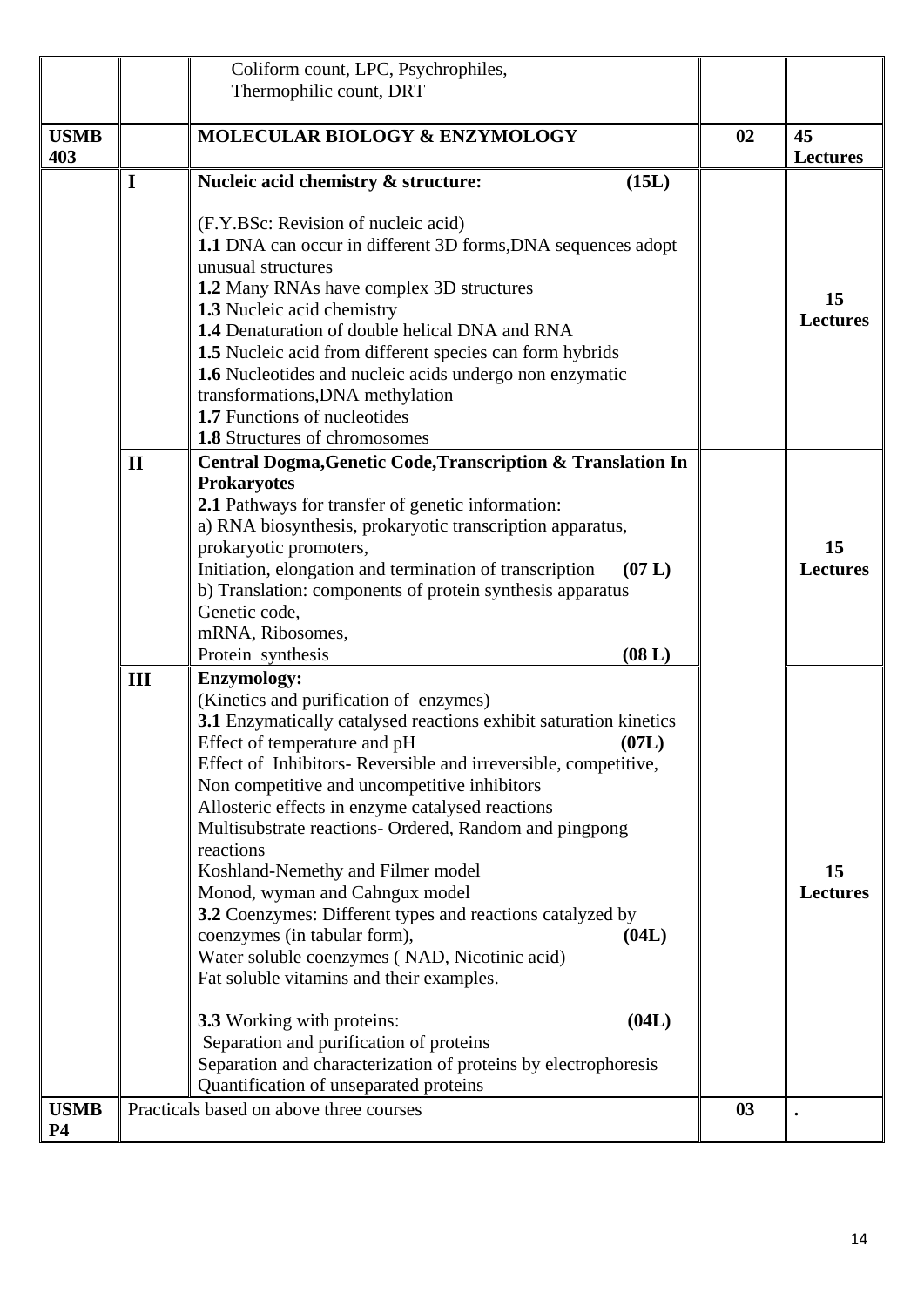| | | | | |
|---|---|---|---|---|
| | | Coliform count, LPC, Psychrophiles,<br>Thermophilic count, DRT | | |
| **USMB 403** | | **MOLECULAR BIOLOGY & ENZYMOLOGY** | **02** | **45 Lectures** |
| | **I** | **Nucleic acid chemistry & structure: (15L)**<br><br>(F.Y.BSc: Revision of nucleic acid)<br>**1.1** DNA can occur in different 3D forms,DNA sequences adopt unusual structures<br>**1.2** Many RNAs have complex 3D structures<br>**1.3** Nucleic acid chemistry<br>**1.4** Denaturation of double helical DNA and RNA<br>**1.5** Nucleic acid from different species can form hybrids<br>**1.6** Nucleotides and nucleic acids undergo non enzymatic transformations,DNA methylation<br>**1.7** Functions of nucleotides<br>**1.8** Structures of chromosomes | | **15 Lectures** |
| | **II** | **Central Dogma,Genetic Code,Transcription & Translation In Prokaryotes**<br>**2.1** Pathways for transfer of genetic information:<br>a) RNA biosynthesis, prokaryotic transcription apparatus, prokaryotic promoters,<br>Initiation, elongation and termination of transcription **(07 L)**<br>b) Translation: components of protein synthesis apparatus<br>Genetic code,<br>mRNA, Ribosomes,<br>Protein synthesis **(08 L)** | | **15 Lectures** |
| | **III** | **Enzymology:**<br>(Kinetics and purification of enzymes)<br>**3.1** Enzymatically catalysed reactions exhibit saturation kinetics<br>Effect of temperature and pH **(07L)**<br>Effect of Inhibitors- Reversible and irreversible, competitive, Non competitive and uncompetitive inhibitors<br>Allosteric effects in enzyme catalysed reactions<br>Multisubstrate reactions- Ordered, Random and pingpong reactions<br>Koshland-Nemethy and Filmer model<br>Monod, wyman and Cahngux model<br>**3.2** Coenzymes: Different types and reactions catalyzed by coenzymes (in tabular form), **(04L)**<br>Water soluble coenzymes ( NAD, Nicotinic acid)<br>Fat soluble vitamins and their examples.<br><br>**3.3** Working with proteins: **(04L)**<br>Separation and purification of proteins<br>Separation and characterization of proteins by electrophoresis<br>Quantification of unseparated proteins | | **15 Lectures** |
| **USMB P4** | Practicals based on above three courses | | **03** | **.** |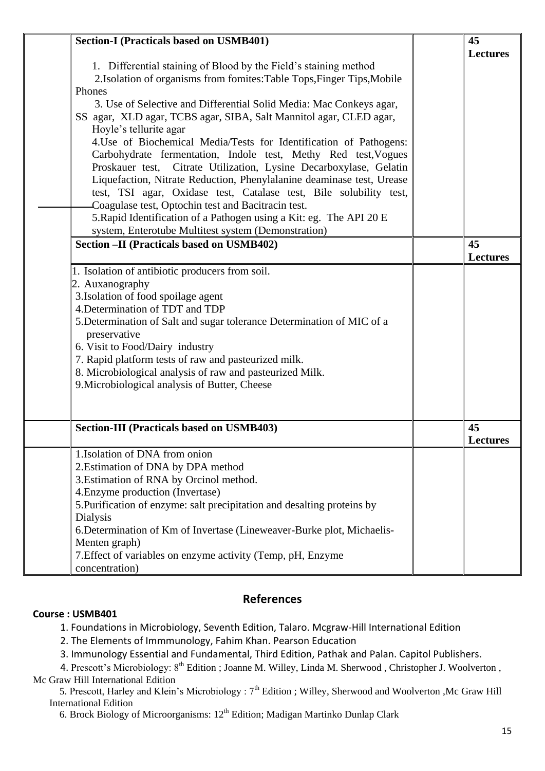| | Section-I (Practicals based on USMB401) | | 45 Lectures |
|---|---|---|---|
| | 1. Differential staining of Blood by the Field's staining method<br>2.Isolation of organisms from fomites:Table Tops,Finger Tips,Mobile Phones<br>3. Use of Selective and Differential Solid Media: Mac Conkeys agar, SS agar, XLD agar, TCBS agar, SIBA, Salt Mannitol agar, CLED agar, Hoyle's tellurite agar<br>4.Use of Biochemical Media/Tests for Identification of Pathogens: Carbohydrate fermentation, Indole test, Methy Red test,Vogues Proskauer test, Citrate Utilization, Lysine Decarboxylase, Gelatin Liquefaction, Nitrate Reduction, Phenylalanine deaminase test, Urease test, TSI agar, Oxidase test, Catalase test, Bile solubility test, Coagulase test, Optochin test and Bacitracin test.<br>5.Rapid Identification of a Pathogen using a Kit: eg. The API 20 E system, Enterotube Multitest system (Demonstration) | | |
| | **Section –II (Practicals based on USMB402)** | | **45 Lectures** |
| | 1. Isolation of antibiotic producers from soil.<br>2. Auxanography<br>3.Isolation of food spoilage agent<br>4.Determination of TDT and TDP<br>5.Determination of Salt and sugar tolerance Determination of MIC of a preservative<br>6. Visit to Food/Dairy industry<br>7. Rapid platform tests of raw and pasteurized milk.<br>8. Microbiological analysis of raw and pasteurized Milk.<br>9.Microbiological analysis of Butter, Cheese | | |
| | **Section-III (Practicals based on USMB403)** | | **45 Lectures** |
| | 1.Isolation of DNA from onion<br>2.Estimation of DNA by DPA method<br>3.Estimation of RNA by Orcinol method.<br>4.Enzyme production (Invertase)<br>5.Purification of enzyme: salt precipitation and desalting proteins by Dialysis<br>6.Determination of Km of Invertase (Lineweaver-Burke plot, Michaelis-Menten graph)<br>7.Effect of variables on enzyme activity (Temp, pH, Enzyme concentration) | | |

## References

**Course : USMB401**

1. Foundations in Microbiology, Seventh Edition, Talaro. Mcgraw-Hill International Edition
2. The Elements of Immmunology, Fahim Khan. Pearson Education
3. Immunology Essential and Fundamental, Third Edition, Pathak and Palan. Capitol Publishers.
4. Prescott's Microbiology: 8th Edition ; Joanne M. Willey, Linda M. Sherwood , Christopher J. Woolverton , Mc Graw Hill International Edition
5. Prescott, Harley and Klein's Microbiology : 7th Edition ; Willey, Sherwood and Woolverton ,Mc Graw Hill International Edition
6. Brock Biology of Microorganisms: 12th Edition; Madigan Martinko Dunlap Clark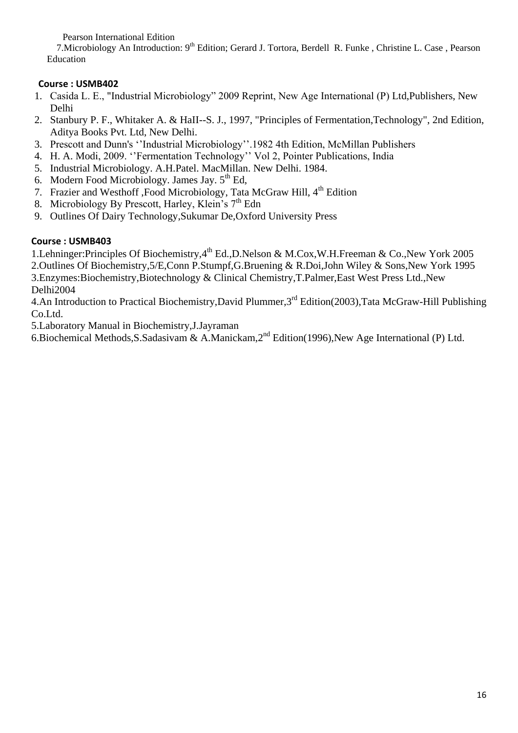Pearson International Edition

7.Microbiology An Introduction: 9th Edition; Gerard J. Tortora, Berdell R. Funke , Christine L. Case , Pearson Education

**Course : USMB402**

1. Casida L. E., "Industrial Microbiology" 2009 Reprint, New Age International (P) Ltd,Publishers, New Delhi
2. Stanbury P. F., Whitaker A. & HaII--S. J., 1997, "Principles of Fermentation,Technology", 2nd Edition, Aditya Books Pvt. Ltd, New Delhi.
3. Prescott and Dunn's ''Industrial Microbiology''.1982 4th Edition, McMillan Publishers
4. H. A. Modi, 2009. ''Fermentation Technology'' Vol 2, Pointer Publications, India
5. Industrial Microbiology. A.H.Patel. MacMillan. New Delhi. 1984.
6. Modern Food Microbiology. James Jay. 5th Ed,
7. Frazier and Westhoff ,Food Microbiology, Tata McGraw Hill, 4th Edition
8. Microbiology By Prescott, Harley, Klein's 7th Edn
9. Outlines Of Dairy Technology,Sukumar De,Oxford University Press

**Course : USMB403**

1.Lehninger:Principles Of Biochemistry,4th Ed.,D.Nelson & M.Cox,W.H.Freeman & Co.,New York 2005
2.Outlines Of Biochemistry,5/E,Conn P.Stumpf,G.Bruening & R.Doi,John Wiley & Sons,New York 1995
3.Enzymes:Biochemistry,Biotechnology & Clinical Chemistry,T.Palmer,East West Press Ltd.,New Delhi2004
4.An Introduction to Practical Biochemistry,David Plummer,3rd Edition(2003),Tata McGraw-Hill Publishing Co.Ltd.
5.Laboratory Manual in Biochemistry,J.Jayraman
6.Biochemical Methods,S.Sadasivam & A.Manickam,2nd Edition(1996),New Age International (P) Ltd.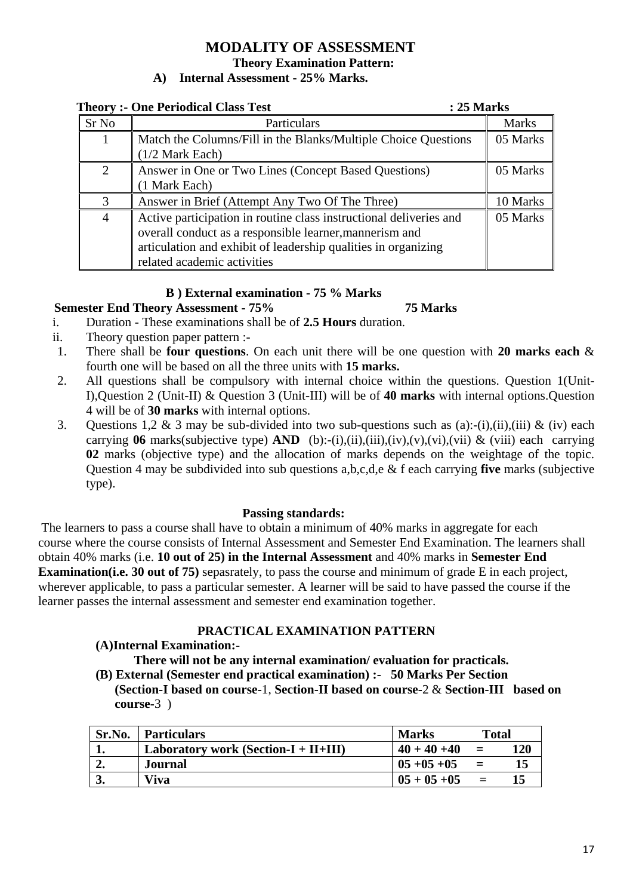# MODALITY OF ASSESSMENT

## Theory Examination Pattern:

### A) Internal Assessment - 25% Marks.

**Theory :- One Periodical Class Test : 25 Marks**

| Sr No | Particulars | Marks |
|---|---|---|
| 1 | Match the Columns/Fill in the Blanks/Multiple Choice Questions (1/2 Mark Each) | 05 Marks |
| 2 | Answer in One or Two Lines (Concept Based Questions) (1 Mark Each) | 05 Marks |
| 3 | Answer in Brief (Attempt Any Two Of The Three) | 10 Marks |
| 4 | Active participation in routine class instructional deliveries and overall conduct as a responsible learner,mannerism and articulation and exhibit of leadership qualities in organizing related academic activities | 05 Marks |

### B ) External examination - 75 % Marks

**Semester End Theory Assessment - 75% 75 Marks**

i. Duration - These examinations shall be of **2.5 Hours** duration.

ii. Theory question paper pattern :-

1. There shall be **four questions**. On each unit there will be one question with **20 marks each** & fourth one will be based on all the three units with **15 marks.**
2. All questions shall be compulsory with internal choice within the questions. Question 1(Unit-I),Question 2 (Unit-II) & Question 3 (Unit-III) will be of **40 marks** with internal options.Question 4 will be of **30 marks** with internal options.
3. Questions 1,2 & 3 may be sub-divided into two sub-questions such as (a):-(i),(ii),(iii) & (iv) each carrying **06** marks(subjective type) **AND** (b):-(i),(ii),(iii),(iv),(v),(vi),(vii) & (viii) each carrying **02** marks (objective type) and the allocation of marks depends on the weightage of the topic. Question 4 may be subdivided into sub questions a,b,c,d,e & f each carrying **five** marks (subjective type).

**Passing standards:**

The learners to pass a course shall have to obtain a minimum of 40% marks in aggregate for each course where the course consists of Internal Assessment and Semester End Examination. The learners shall obtain 40% marks (i.e. **10 out of 25) in the Internal Assessment** and 40% marks in **Semester End Examination(i.e. 30 out of 75)** sepasrately, to pass the course and minimum of grade E in each project, wherever applicable, to pass a particular semester. A learner will be said to have passed the course if the learner passes the internal assessment and semester end examination together.

## PRACTICAL EXAMINATION PATTERN

**(A)Internal Examination:-**

**There will not be any internal examination/ evaluation for practicals.**

**(B) External (Semester end practical examination) :- 50 Marks Per Section (Section-I based on course-**1, **Section-II based on course-**2 & **Section-III based on course-**3 )

| Sr.No. | Particulars | Marks | Total |
|---|---|---|---|
| 1. | Laboratory work (Section-I + II+III) | 40 + 40 +40 = | 120 |
| 2. | Journal | 05 +05 +05 = | 15 |
| 3. | Viva | 05 + 05 +05 = | 15 |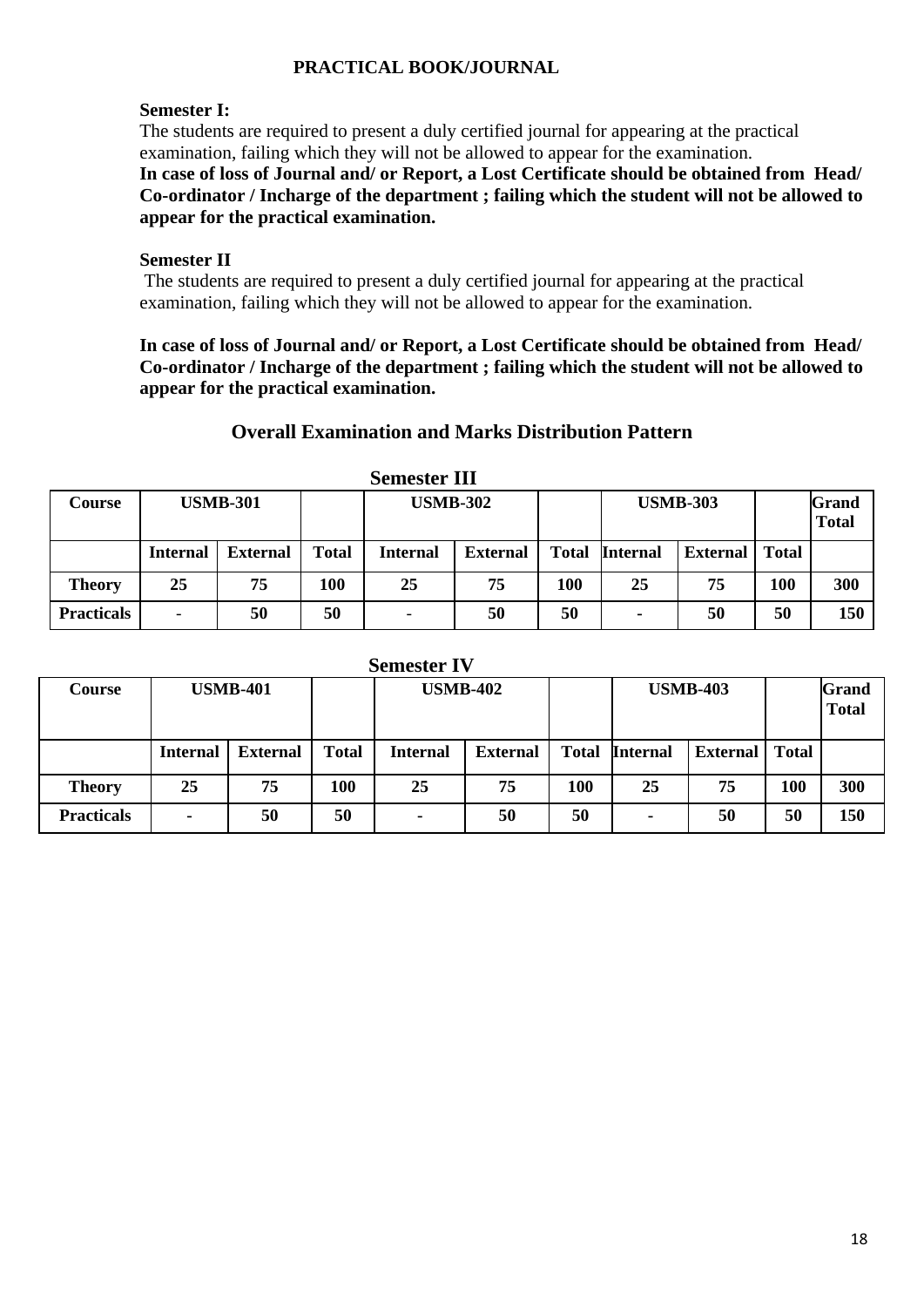## PRACTICAL BOOK/JOURNAL

**Semester I:**

The students are required to present a duly certified journal for appearing at the practical examination, failing which they will not be allowed to appear for the examination.

**In case of loss of Journal and/ or Report, a Lost Certificate should be obtained from Head/ Co-ordinator / Incharge of the department ; failing which the student will not be allowed to appear for the practical examination.**

**Semester II**

The students are required to present a duly certified journal for appearing at the practical examination, failing which they will not be allowed to appear for the examination.

**In case of loss of Journal and/ or Report, a Lost Certificate should be obtained from Head/ Co-ordinator / Incharge of the department ; failing which the student will not be allowed to appear for the practical examination.**

## Overall Examination and Marks Distribution Pattern

### Semester III

| Course | USMB-301 | | | USMB-302 | | | USMB-303 | | | Grand Total |
|---|---|---|---|---|---|---|---|---|---|---|
| | Internal | External | Total | Internal | External | Total | Internal | External | Total | |
| Theory | 25 | 75 | 100 | 25 | 75 | 100 | 25 | 75 | 100 | 300 |
| Practicals | - | 50 | 50 | - | 50 | 50 | - | 50 | 50 | 150 |

### Semester IV

| Course | USMB-401 | | | USMB-402 | | | USMB-403 | | | Grand Total |
|---|---|---|---|---|---|---|---|---|---|---|
| | Internal | External | Total | Internal | External | Total | Internal | External | Total | |
| Theory | 25 | 75 | 100 | 25 | 75 | 100 | 25 | 75 | 100 | 300 |
| Practicals | - | 50 | 50 | - | 50 | 50 | - | 50 | 50 | 150 |